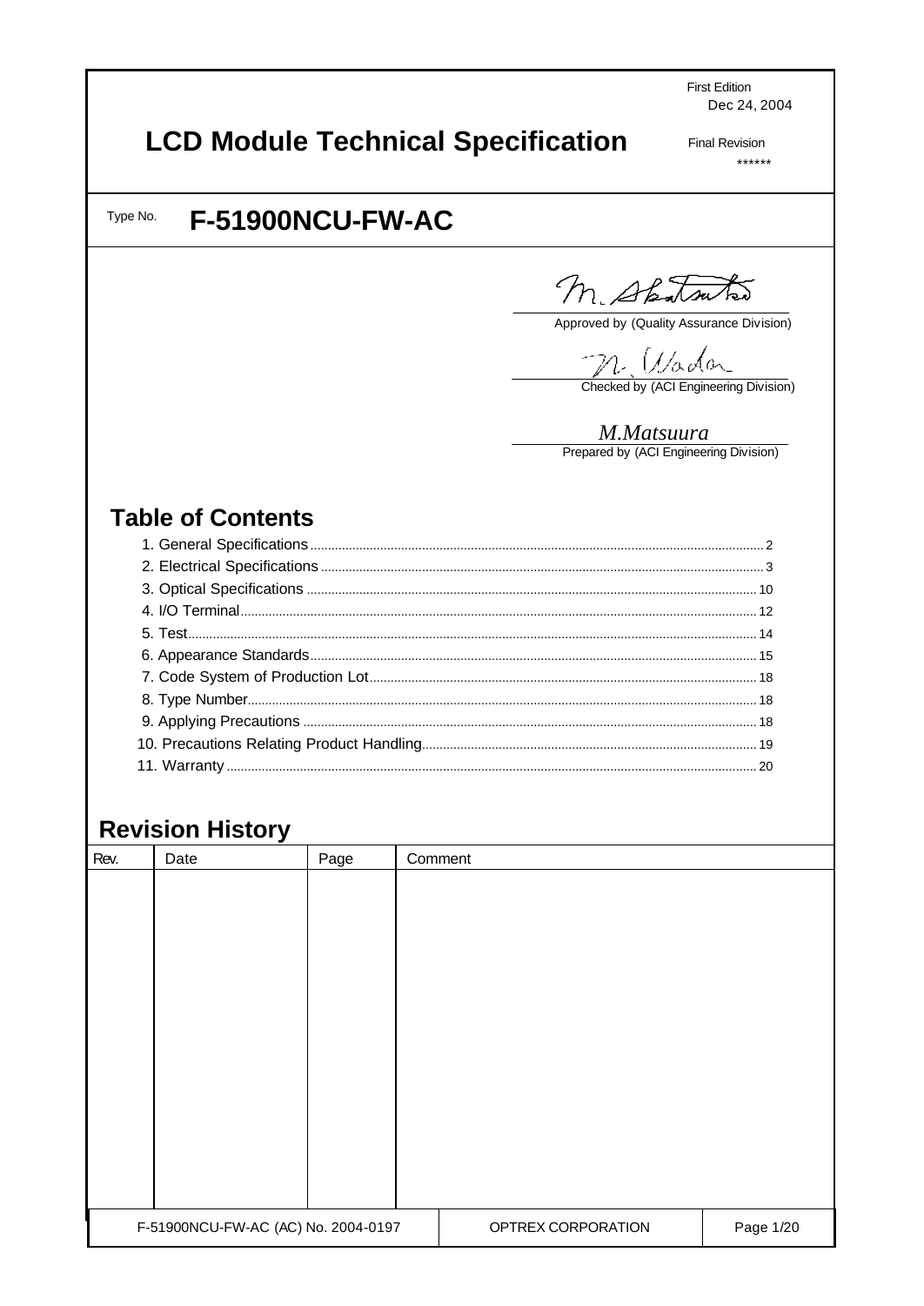First Edition
Dec 24, 2004

# LCD Module Technical Specification

Final Revision
******

Type No. **F-51900NCU-FW-AC**

M. Akatsuka
Approved by (Quality Assurance Division)

N. Wada
Checked by (ACI Engineering Division)

*M.Matsuura*
Prepared by (ACI Engineering Division)

## Table of Contents

1. General Specifications ..... 2
2. Electrical Specifications ..... 3
3. Optical Specifications ..... 10
4. I/O Terminal ..... 12
5. Test ..... 14
6. Appearance Standards ..... 15
7. Code System of Production Lot ..... 18
8. Type Number ..... 18
9. Applying Precautions ..... 18
10. Precautions Relating Product Handling ..... 19
11. Warranty ..... 20

## Revision History

| Rev. | Date | Page | Comment |
|---|---|---|---|
| | | | |

F-51900NCU-FW-AC (AC) No. 2004-0197 | OPTREX CORPORATION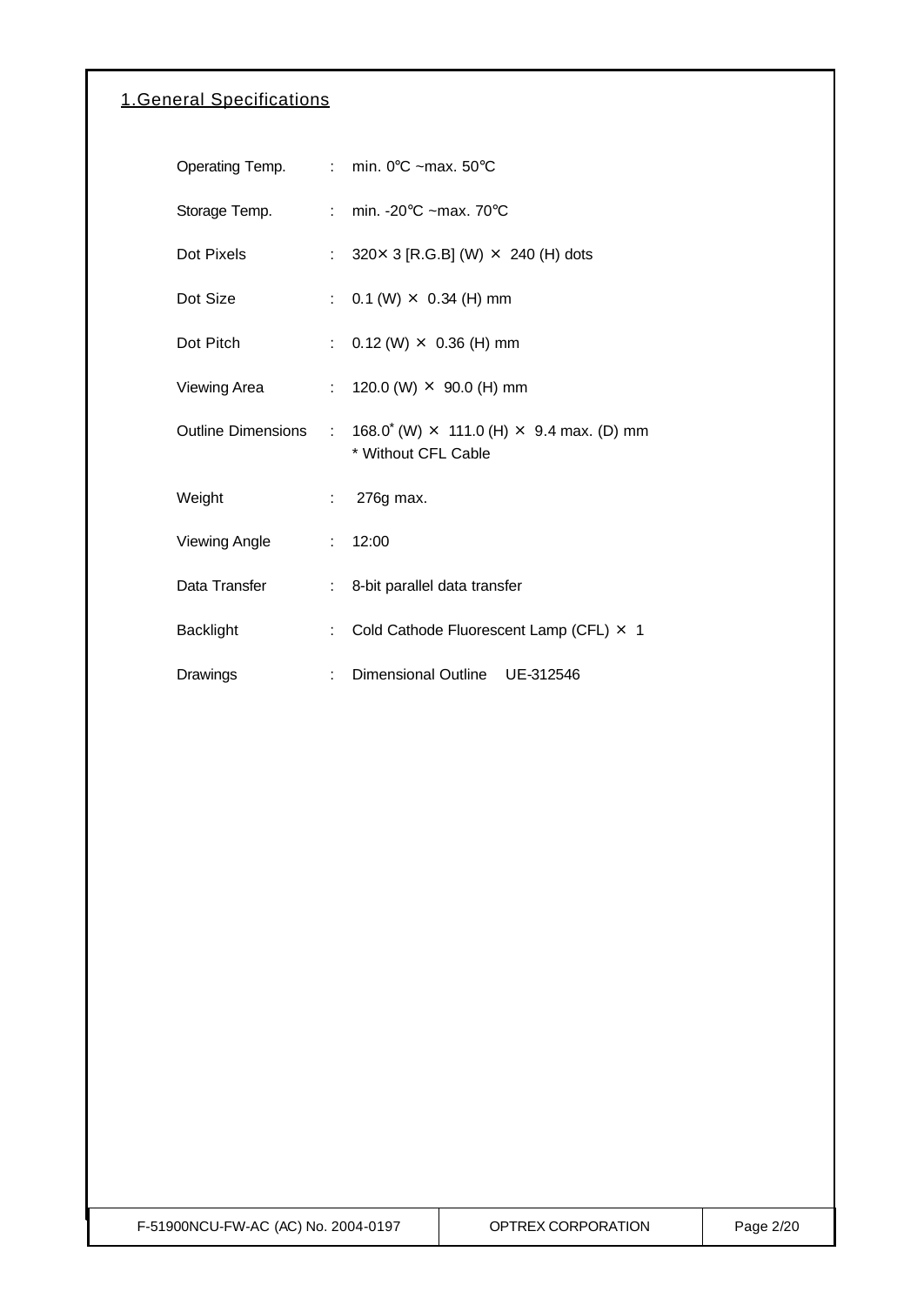## 1.General Specifications

| | | |
|---|---|---|
| Operating Temp. | : | min. 0°C ~max. 50°C |
| Storage Temp. | : | min. -20°C ~max. 70°C |
| Dot Pixels | : | 320× 3 [R.G.B] (W) × 240 (H) dots |
| Dot Size | : | 0.1 (W) × 0.34 (H) mm |
| Dot Pitch | : | 0.12 (W) × 0.36 (H) mm |
| Viewing Area | : | 120.0 (W) × 90.0 (H) mm |
| Outline Dimensions | : | 168.0* (W) × 111.0 (H) × 9.4 max. (D) mm<br>* Without CFL Cable |
| Weight | : | 276g max. |
| Viewing Angle | : | 12:00 |
| Data Transfer | : | 8-bit parallel data transfer |
| Backlight | : | Cold Cathode Fluorescent Lamp (CFL) × 1 |
| Drawings | : | Dimensional Outline UE-312546 |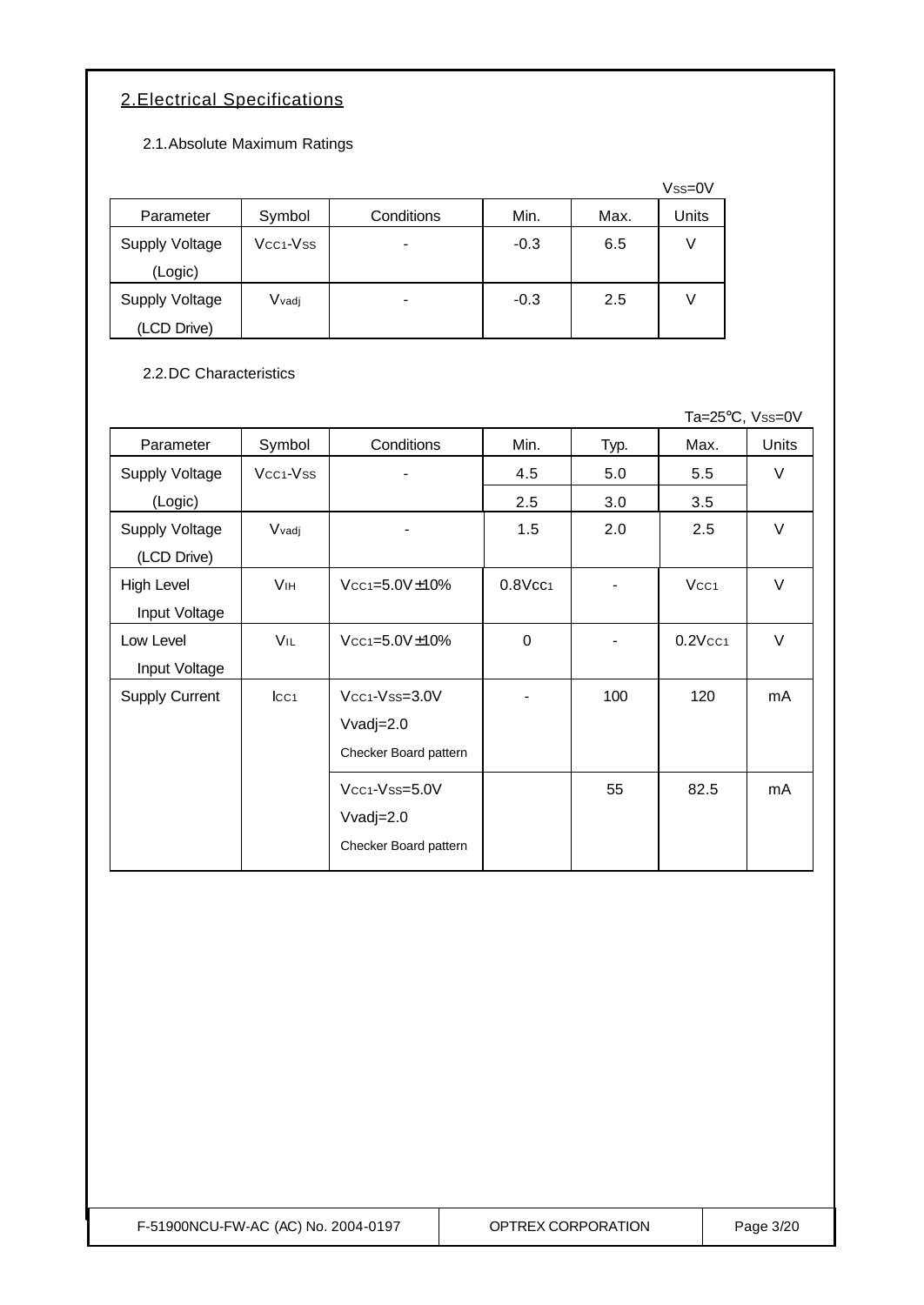## 2.Electrical Specifications

### 2.1.Absolute Maximum Ratings

$V_{SS}$=0V

| Parameter | Symbol | Conditions | Min. | Max. | Units |
|---|---|---|---|---|---|
| Supply Voltage (Logic) | $V_{CC1}$-$V_{SS}$ | - | -0.3 | 6.5 | V |
| Supply Voltage (LCD Drive) | $V_{vadj}$ | - | -0.3 | 2.5 | V |

### 2.2.DC Characteristics

Ta=25°C, $V_{SS}$=0V

| Parameter | Symbol | Conditions | Min. | Typ. | Max. | Units |
|---|---|---|---|---|---|---|
| Supply Voltage (Logic) | $V_{CC1}$-$V_{SS}$ | - | 4.5 | 5.0 | 5.5 | V |
| | | | 2.5 | 3.0 | 3.5 | |
| Supply Voltage (LCD Drive) | $V_{vadj}$ | - | 1.5 | 2.0 | 2.5 | V |
| High Level Input Voltage | $V_{IH}$ | $V_{CC1}$=5.0V±10% | 0.8$V_{CC1}$ | - | $V_{CC1}$ | V |
| Low Level Input Voltage | $V_{IL}$ | $V_{CC1}$=5.0V±10% | 0 | - | 0.2$V_{CC1}$ | V |
| Supply Current | $I_{CC1}$ | $V_{CC1}$-$V_{SS}$=3.0V Vvadj=2.0 Checker Board pattern | - | 100 | 120 | mA |
| | | $V_{CC1}$-$V_{SS}$=5.0V Vvadj=2.0 Checker Board pattern | | 55 | 82.5 | mA |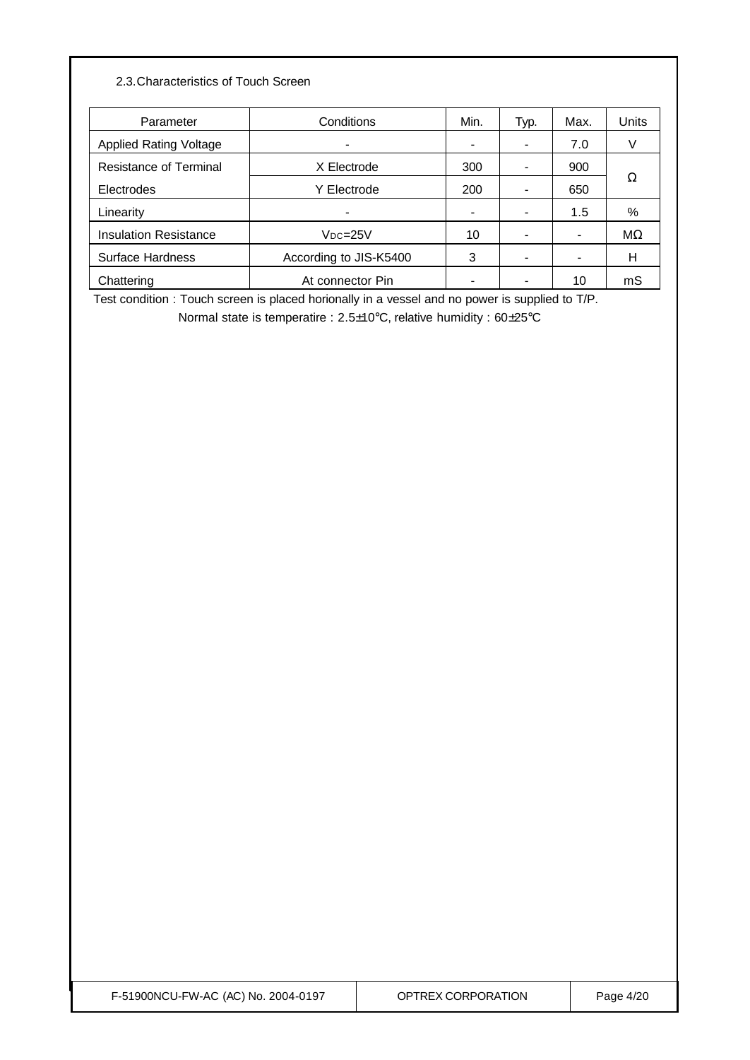### 2.3. Characteristics of Touch Screen

| Parameter | Conditions | Min. | Typ. | Max. | Units |
|---|---|---|---|---|---|
| Applied Rating Voltage | - | - | - | 7.0 | V |
| Resistance of Terminal Electrodes | X Electrode | 300 | - | 900 | Ω |
| | Y Electrode | 200 | - | 650 | |
| Linearity | - | - | - | 1.5 | % |
| Insulation Resistance | $V_{DC}$=25V | 10 | - | - | MΩ |
| Surface Hardness | According to JIS-K5400 | 3 | - | - | H |
| Chattering | At connector Pin | - | - | 10 | mS |

Test condition : Touch screen is placed horionally in a vessel and no power is supplied to T/P.

Normal state is temperatire : 2.5±10°C, relative humidity : 60±25°C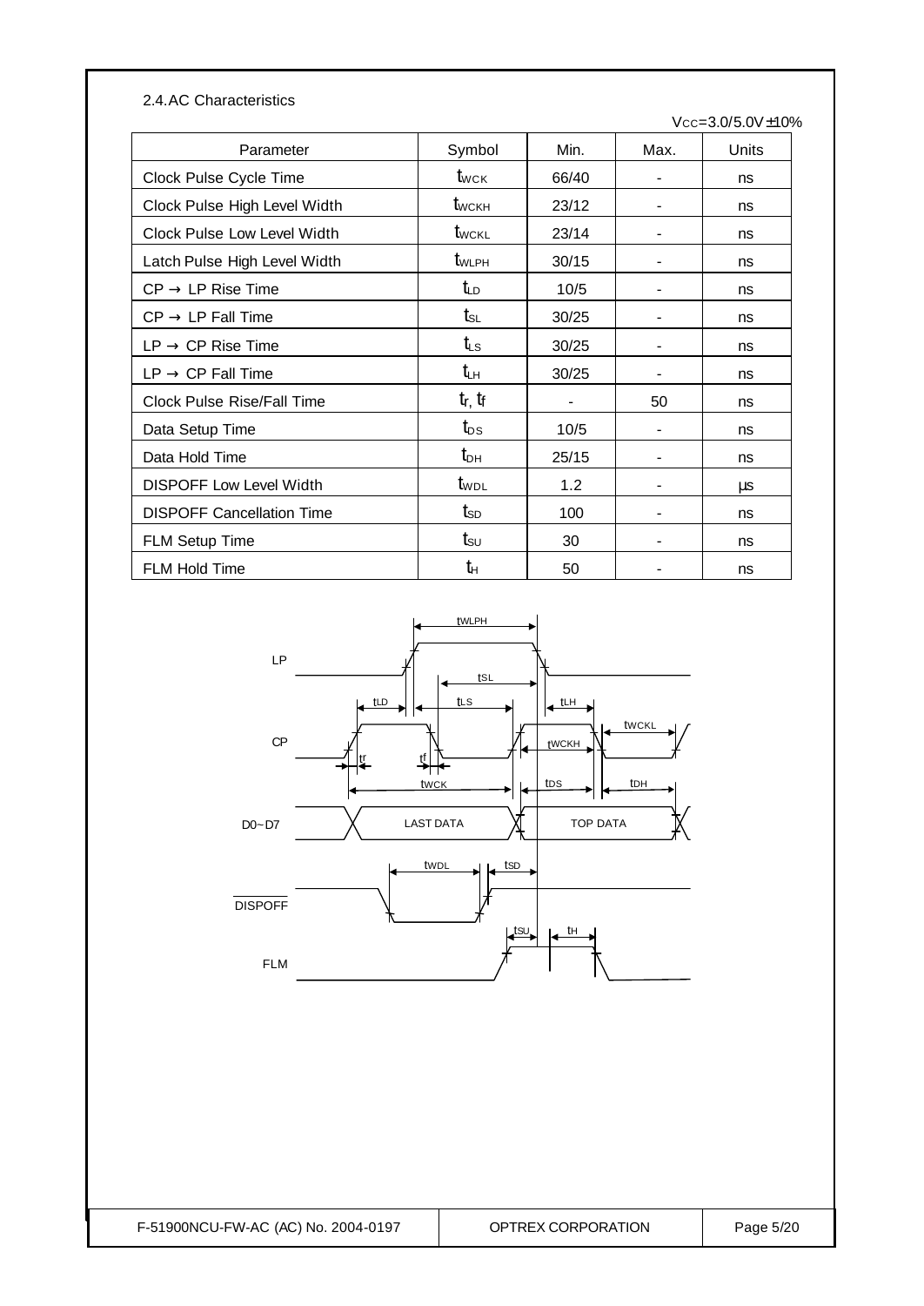### 2.4.AC Characteristics

$V_{CC}$=3.0/5.0V±10%

| Parameter | Symbol | Min. | Max. | Units |
|---|---|---|---|---|
| Clock Pulse Cycle Time | $t_{WCK}$ | 66/40 | - | ns |
| Clock Pulse High Level Width | $t_{WCKH}$ | 23/12 | - | ns |
| Clock Pulse Low Level Width | $t_{WCKL}$ | 23/14 | - | ns |
| Latch Pulse High Level Width | $t_{WLPH}$ | 30/15 | - | ns |
| CP → LP Rise Time | $t_{LD}$ | 10/5 | - | ns |
| CP → LP Fall Time | $t_{SL}$ | 30/25 | - | ns |
| LP → CP Rise Time | $t_{LS}$ | 30/25 | - | ns |
| LP → CP Fall Time | $t_{LH}$ | 30/25 | - | ns |
| Clock Pulse Rise/Fall Time | $t_r$, $t_f$ | - | 50 | ns |
| Data Setup Time | $t_{DS}$ | 10/5 | - | ns |
| Data Hold Time | $t_{DH}$ | 25/15 | - | ns |
| DISPOFF Low Level Width | $t_{WDL}$ | 1.2 | - | μs |
| DISPOFF Cancellation Time | $t_{SD}$ | 100 | - | ns |
| FLM Setup Time | $t_{SU}$ | 30 | - | ns |
| FLM Hold Time | $t_H$ | 50 | - | ns |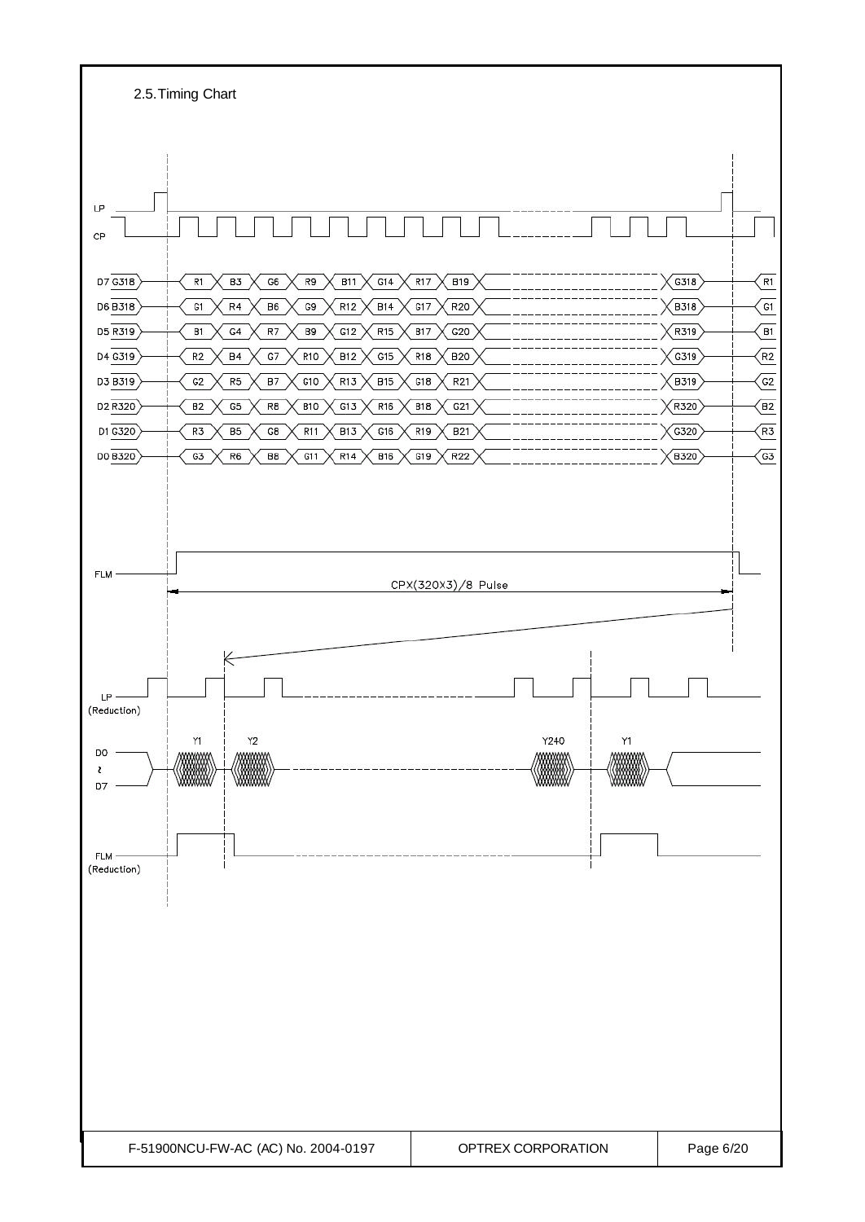## 2.5. Timing Chart

LP

CP

| Signal | | | | | | | | | | | |
|---|---|---|---|---|---|---|---|---|---|---|---|
| D7 | G318 | R1 | B3 | G6 | R9 | B11 | G14 | R17 | B19 | G318 | R1 |
| D6 | B318 | G1 | R4 | B6 | G9 | R12 | B14 | G17 | R20 | B318 | G1 |
| D5 | R319 | B1 | G4 | R7 | B9 | G12 | R15 | B17 | G20 | R319 | B1 |
| D4 | G319 | R2 | B4 | G7 | R10 | B12 | G15 | R18 | B20 | G319 | R2 |
| D3 | B319 | G2 | R5 | B7 | G10 | R13 | B15 | G18 | R21 | B319 | G2 |
| D2 | R320 | B2 | G5 | R8 | B10 | G13 | R16 | B18 | G21 | R320 | B2 |
| D1 | G320 | R3 | B5 | G8 | R11 | B13 | G16 | R19 | B21 | G320 | R3 |
| D0 | B320 | G3 | R6 | B8 | G11 | R14 | B16 | G19 | R22 | B320 | G3 |

FLM

CPX(320X3)/8 Pulse

LP (Reduction)

D0 ~ D7: Y1, Y2, Y240, Y1

FLM (Reduction)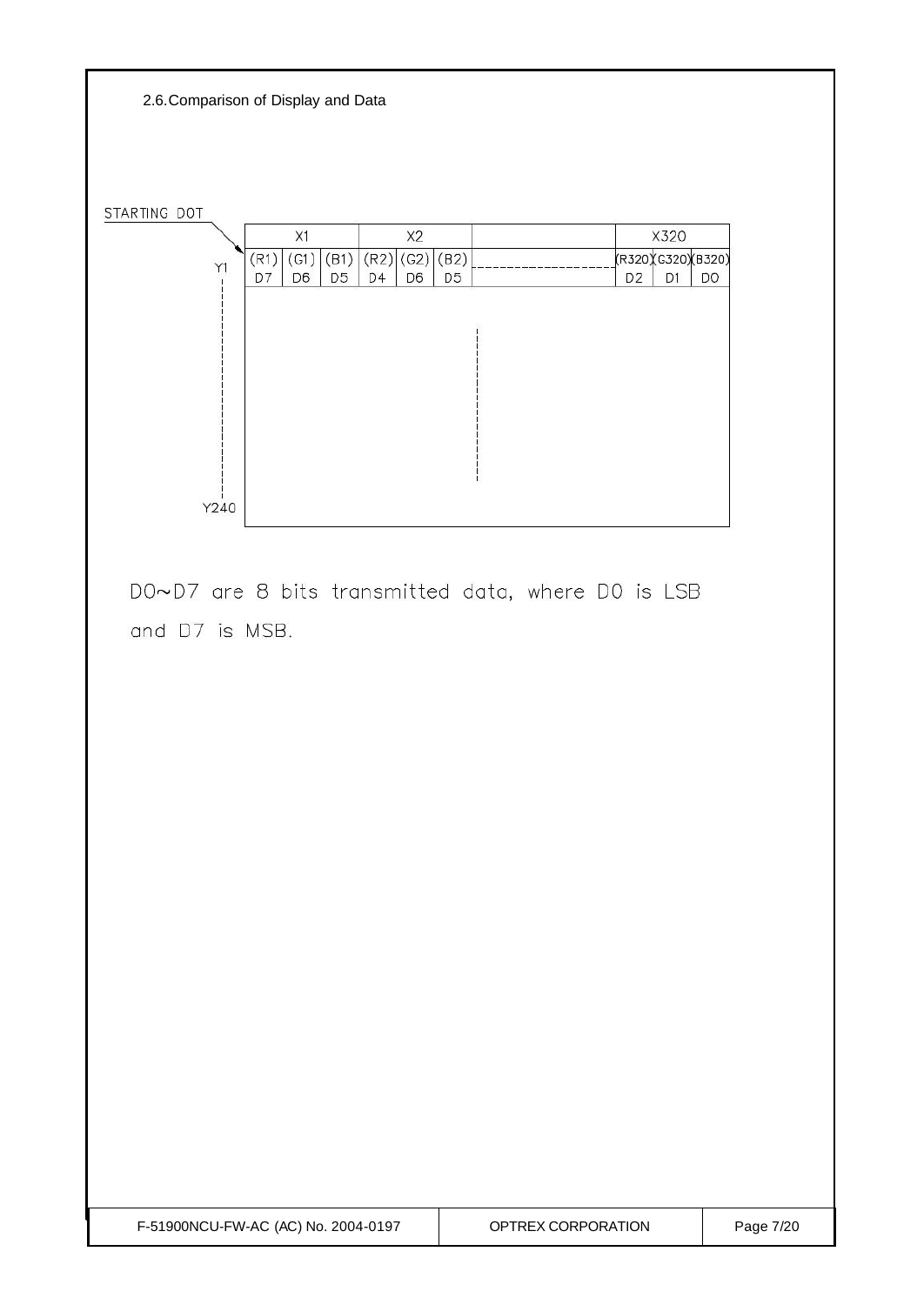## 2.6. Comparison of Display and Data

STARTING DOT

| | X1 | | | X2 | | | | X320 | | |
|---|---|---|---|---|---|---|---|---|---|---|
| Y1 | (R1) D7 | (G1) D6 | (B1) D5 | (R2) D4 | (G2) D6 | (B2) D5 | ------ | (R320) D2 | (G320) D1 | (B320) D0 |
| ⋮ | | | | | | | | | | |
| Y240 | | | | | | | | | | |

D0~D7 are 8 bits transmitted data, where D0 is LSB and D7 is MSB.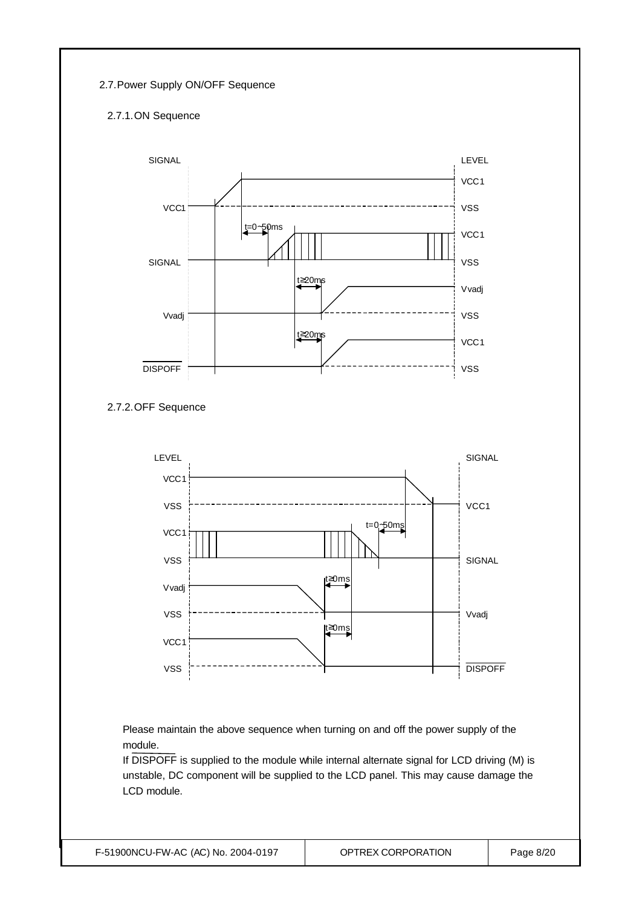## 2.7. Power Supply ON/OFF Sequence

### 2.7.1. ON Sequence

| SIGNAL | Timing | LEVEL |
|---|---|---|
| VCC1 | | VCC1 / VSS |
| SIGNAL | t=0~50ms | VCC1 / VSS |
| Vvadj | t≥20ms | Vvadj / VSS |
| DISPOFF | t≥20ms | VCC1 / VSS |

### 2.7.2. OFF Sequence

| LEVEL | Timing | SIGNAL |
|---|---|---|
| VCC1 / VSS | | VCC1 |
| VCC1 / VSS | t=0~50ms | SIGNAL |
| Vvadj / VSS | t≥0ms | Vvadj |
| VCC1 / VSS | t≥0ms | DISPOFF |

Please maintain the above sequence when turning on and off the power supply of the module.

If DISPOFF is supplied to the module while internal alternate signal for LCD driving (M) is unstable, DC component will be supplied to the LCD panel. This may cause damage the LCD module.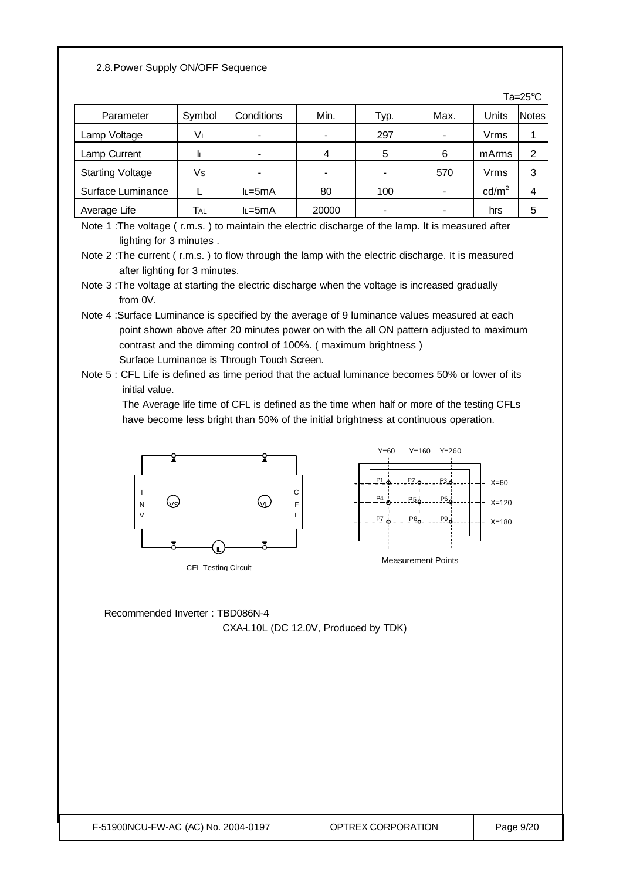## 2.8. Power Supply ON/OFF Sequence

Ta=25°C

| Parameter | Symbol | Conditions | Min. | Typ. | Max. | Units | Notes |
|---|---|---|---|---|---|---|---|
| Lamp Voltage | $V_L$ | - | - | 297 | - | Vrms | 1 |
| Lamp Current | $I_L$ | - | 4 | 5 | 6 | mArms | 2 |
| Starting Voltage | $V_S$ | - | - | - | 570 | Vrms | 3 |
| Surface Luminance | L | $I_L$=5mA | 80 | 100 | - | cd/m$^2$ | 4 |
| Average Life | $T_{AL}$ | $I_L$=5mA | 20000 | - | - | hrs | 5 |

Note 1 : The voltage ( r.m.s. ) to maintain the electric discharge of the lamp. It is measured after lighting for 3 minutes .

Note 2 : The current ( r.m.s. ) to flow through the lamp with the electric discharge. It is measured after lighting for 3 minutes.

Note 3 : The voltage at starting the electric discharge when the voltage is increased gradually from 0V.

Note 4 : Surface Luminance is specified by the average of 9 luminance values measured at each point shown above after 20 minutes power on with the all ON pattern adjusted to maximum contrast and the dimming control of 100%. ( maximum brightness )
Surface Luminance is Through Touch Screen.

Note 5 : CFL Life is defined as time period that the actual luminance becomes 50% or lower of its initial value.
The Average life time of CFL is defined as the time when half or more of the testing CFLs have become less bright than 50% of the initial brightness at continuous operation.

CFL Testing Circuit

Measurement Points

Recommended Inverter : TBD086N-4
CXA-L10L (DC 12.0V, Produced by TDK)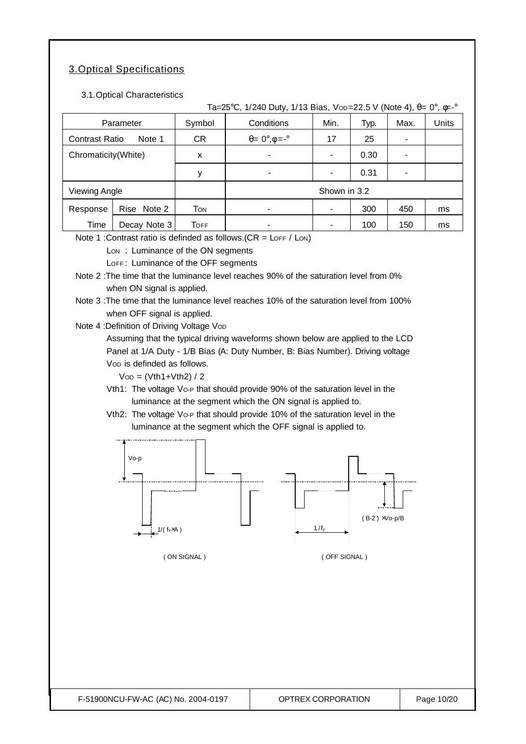## 3.Optical Specifications

### 3.1.Optical Characteristics

Ta=25°C, 1/240 Duty, 1/13 Bias, $V_{OD}$=22.5 V (Note 4), θ= 0°, φ=-°

| Parameter | | Symbol | Conditions | Min. | Typ. | Max. | Units |
|---|---|---|---|---|---|---|---|
| Contrast Ratio Note 1 | | CR | θ= 0°,φ=-° | 17 | 25 | - | |
| Chromaticity(White) | | x | - | - | 0.30 | - | |
| | | y | - | - | 0.31 | - | |
| Viewing Angle | | | Shown in 3.2 | | | | |
| Response Time | Rise Note 2 | $T_{ON}$ | - | - | 300 | 450 | ms |
| | Decay Note 3 | $T_{OFF}$ | - | - | 100 | 150 | ms |

Note 1 :Contrast ratio is definded as follows.(CR = $L_{OFF}$ / $L_{ON}$)

$L_{ON}$ : Luminance of the ON segments

$L_{OFF}$ : Luminance of the OFF segments

Note 2 :The time that the luminance level reaches 90% of the saturation level from 0% when ON signal is applied.

Note 3 :The time that the luminance level reaches 10% of the saturation level from 100% when OFF signal is applied.

Note 4 :Definition of Driving Voltage $V_{OD}$

Assuming that the typical driving waveforms shown below are applied to the LCD Panel at 1/A Duty - 1/B Bias (A: Duty Number, B: Bias Number). Driving voltage $V_{OD}$ is definded as follows.

$V_{OD}$ = (Vth1+Vth2) / 2

Vth1: The voltage $V_{O-P}$ that should provide 90% of the saturation level in the luminance at the segment which the ON signal is applied to.

Vth2: The voltage $V_{O-P}$ that should provide 10% of the saturation level in the luminance at the segment which the OFF signal is applied to.

Vo-p

1/( $f_F$×A )

( ON SIGNAL )

1 / $f_F$

( B-2 ) ×Vo-p/B

( OFF SIGNAL )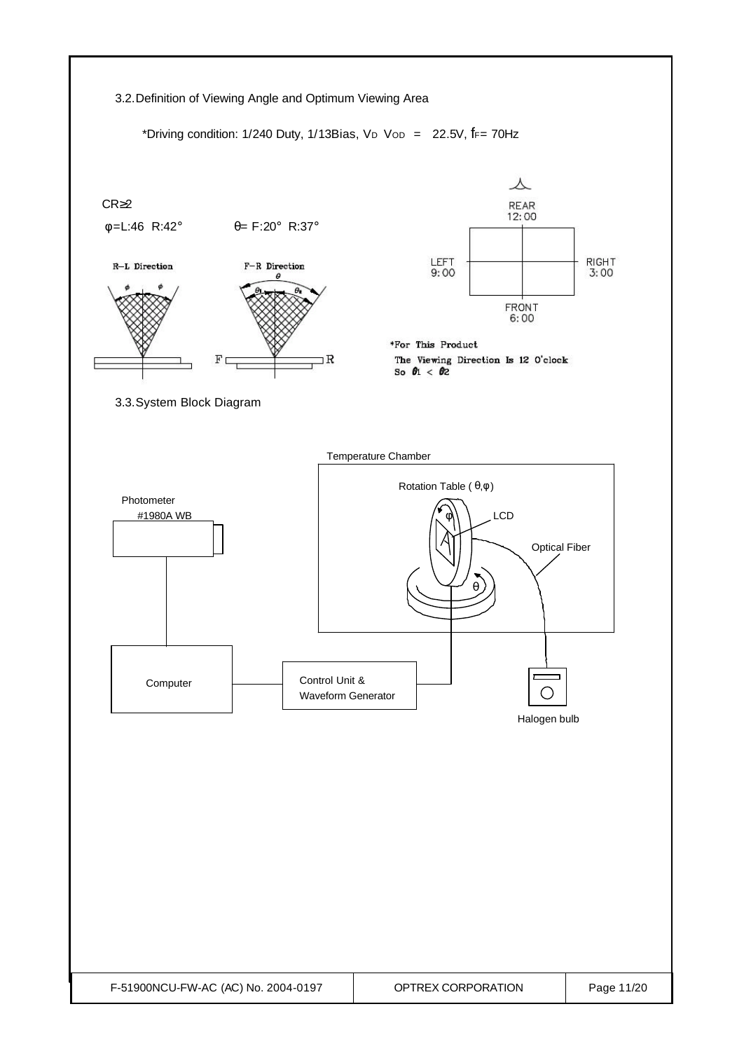### 3.2. Definition of Viewing Angle and Optimum Viewing Area

*Driving condition: 1/240 Duty, 1/13Bias, $V_D$ $V_{OD}$ = 22.5V, $f_F$= 70Hz

CR≥2

φ=L:46 R:42°    θ= F:20° R:37°

R−L Direction    F−R Direction

REAR 12:00
LEFT 9:00    RIGHT 3:00
FRONT 6:00

*For This Product
The Viewing Direction Is 12 O'clock
So $\theta_1 < \theta_2$

### 3.3. System Block Diagram

Temperature Chamber

Rotation Table ( θ,φ)

Photometer #1980A WB

LCD

Optical Fiber

Computer

Control Unit & Waveform Generator

Halogen bulb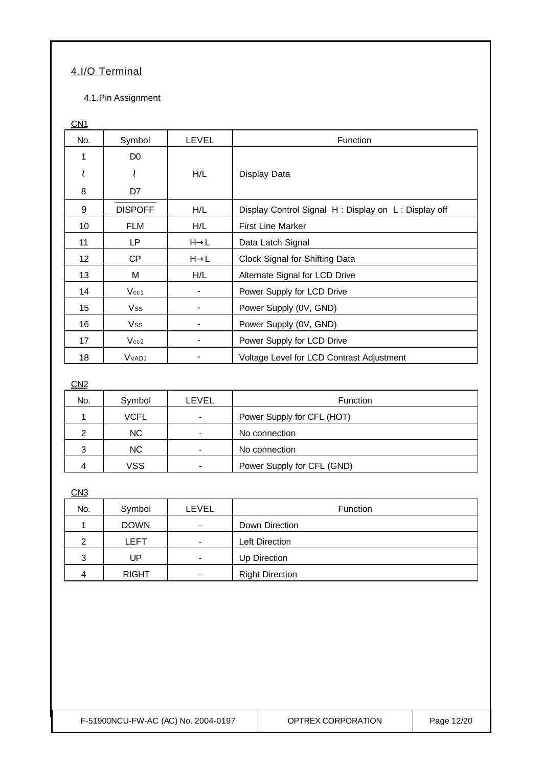## 4.I/O Terminal

### 4.1.Pin Assignment

CN1

| No. | Symbol | LEVEL | Function |
|---|---|---|---|
| 1<br>≀<br>8 | D0<br>≀<br>D7 | H/L | Display Data |
| 9 | $\overline{\text{DISPOFF}}$ | H/L | Display Control Signal H : Display on L : Display off |
| 10 | FLM | H/L | First Line Marker |
| 11 | LP | H→L | Data Latch Signal |
| 12 | CP | H→L | Clock Signal for Shifting Data |
| 13 | M | H/L | Alternate Signal for LCD Drive |
| 14 | $V_{cc1}$ | - | Power Supply for LCD Drive |
| 15 | $V_{SS}$ | - | Power Supply (0V, GND) |
| 16 | $V_{SS}$ | - | Power Supply (0V, GND) |
| 17 | $V_{cc2}$ | - | Power Supply for LCD Drive |
| 18 | $V_{VADJ}$ | - | Voltage Level for LCD Contrast Adjustment |

CN2

| No. | Symbol | LEVEL | Function |
|---|---|---|---|
| 1 | VCFL | - | Power Supply for CFL (HOT) |
| 2 | NC | - | No connection |
| 3 | NC | - | No connection |
| 4 | VSS | - | Power Supply for CFL (GND) |

CN3

| No. | Symbol | LEVEL | Function |
|---|---|---|---|
| 1 | DOWN | - | Down Direction |
| 2 | LEFT | - | Left Direction |
| 3 | UP | - | Up Direction |
| 4 | RIGHT | - | Right Direction |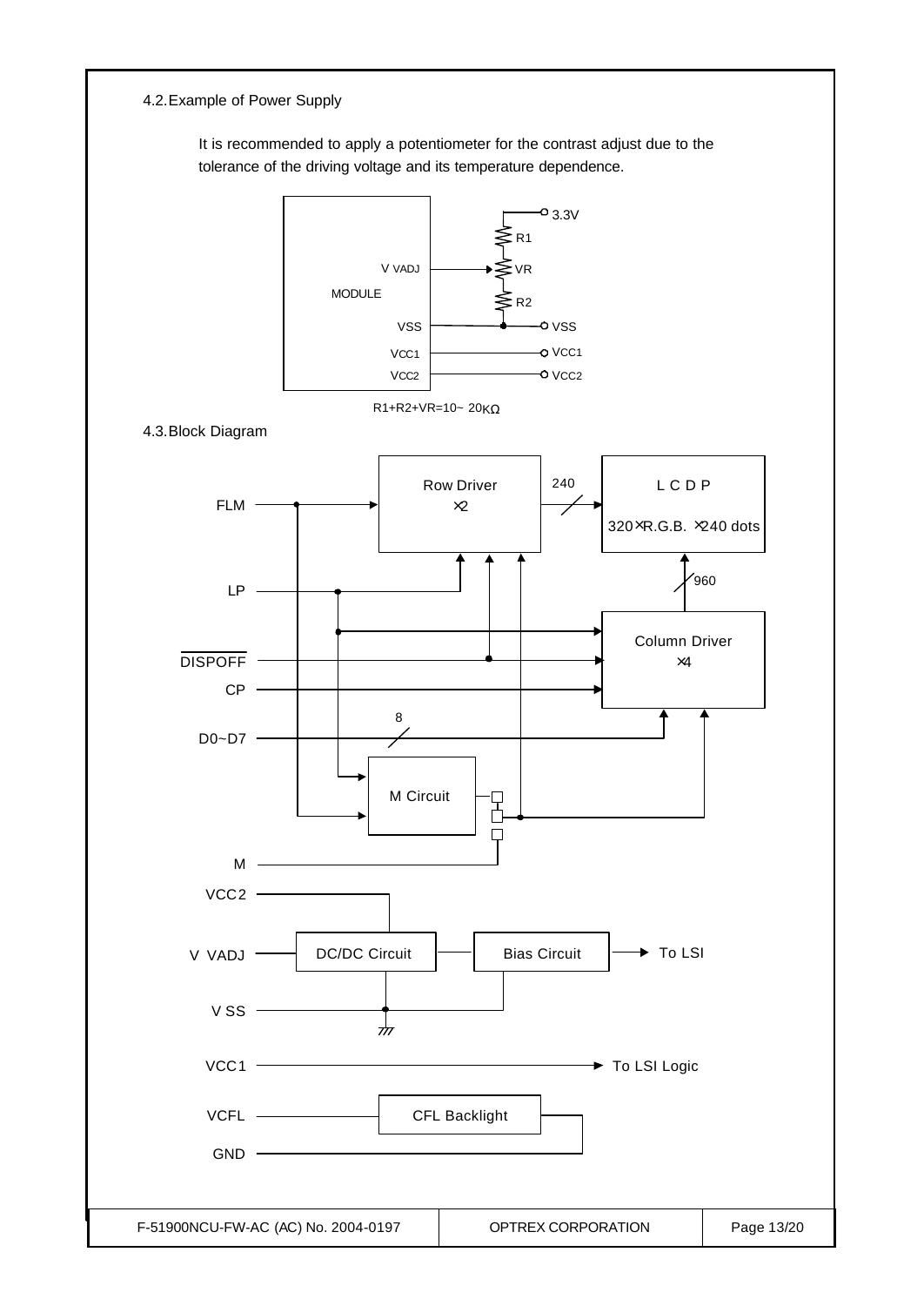## 4.2. Example of Power Supply

It is recommended to apply a potentiometer for the contrast adjust due to the tolerance of the driving voltage and its temperature dependence.

MODULE

V VADJ — VR

3.3V — R1 — VR — R2 — VSS

VSS — VSS

VCC1 — VCC1

VCC2 — VCC2

R1+R2+VR=10~ 20KΩ

## 4.3. Block Diagram

FLM, LP, DISPOFF, CP, D0~D7, M

Row Driver ×2 — 240 — L C D P 320×R.G.B. ×240 dots

Column Driver ×4 — 960 — L C D P

D0~D7 — 8 — Column Driver

M Circuit

VCC2, V VADJ, V SS — DC/DC Circuit — Bias Circuit — To LSI

VCC1 — To LSI Logic

VCFL, GND — CFL Backlight

F-51900NCU-FW-AC (AC) No. 2004-0197 | OPTREX CORPORATION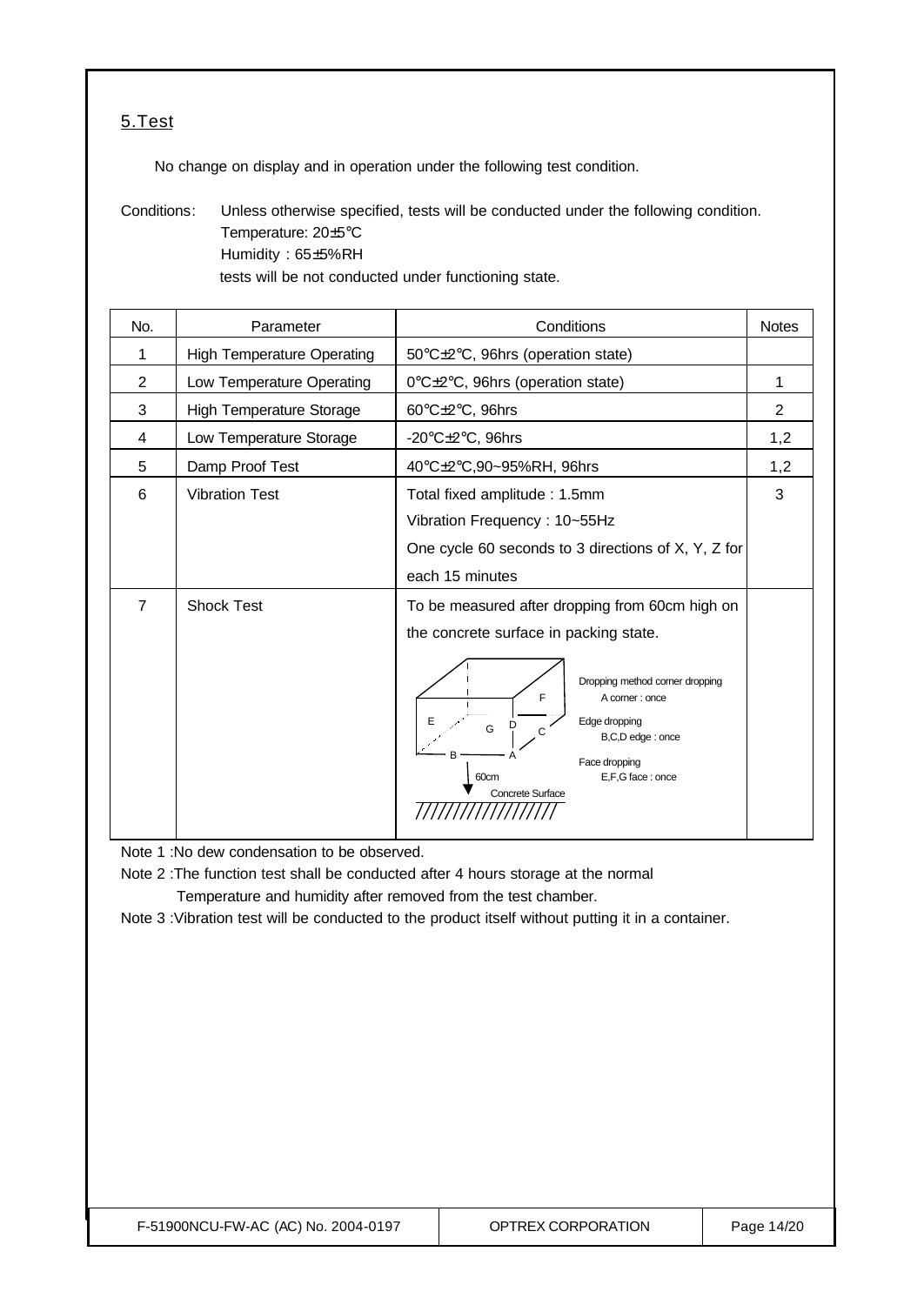## 5.Test

No change on display and in operation under the following test condition.

Conditions: Unless otherwise specified, tests will be conducted under the following condition.
Temperature: 20±5°C
Humidity : 65±5%RH
tests will be not conducted under functioning state.

| No. | Parameter | Conditions | Notes |
|---|---|---|---|
| 1 | High Temperature Operating | 50°C±2°C, 96hrs (operation state) | |
| 2 | Low Temperature Operating | 0°C±2°C, 96hrs (operation state) | 1 |
| 3 | High Temperature Storage | 60°C±2°C, 96hrs | 2 |
| 4 | Low Temperature Storage | -20°C±2°C, 96hrs | 1,2 |
| 5 | Damp Proof Test | 40°C±2°C,90~95%RH, 96hrs | 1,2 |
| 6 | Vibration Test | Total fixed amplitude : 1.5mm<br>Vibration Frequency : 10~55Hz<br>One cycle 60 seconds to 3 directions of X, Y, Z for each 15 minutes | 3 |
| 7 | Shock Test | To be measured after dropping from 60cm high on the concrete surface in packing state.<br>Dropping method corner dropping: A corner : once<br>Edge dropping: B,C,D edge : once<br>Face dropping: E,F,G face : once<br>60cm / Concrete Surface | |

Note 1 :No dew condensation to be observed.

Note 2 :The function test shall be conducted after 4 hours storage at the normal Temperature and humidity after removed from the test chamber.

Note 3 :Vibration test will be conducted to the product itself without putting it in a container.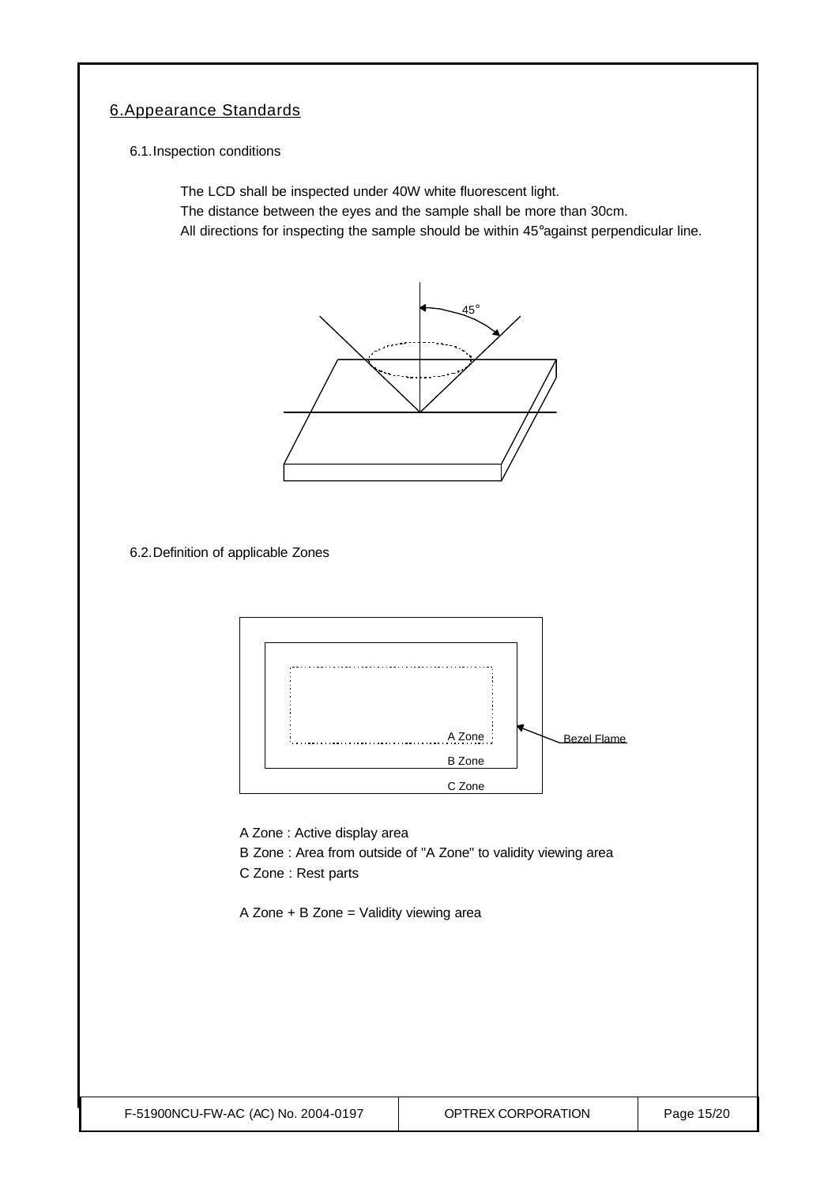## 6. Appearance Standards

### 6.1. Inspection conditions

The LCD shall be inspected under 40W white fluorescent light.
The distance between the eyes and the sample shall be more than 30cm.
All directions for inspecting the sample should be within 45°against perpendicular line.

### 6.2. Definition of applicable Zones

A Zone : Active display area
B Zone : Area from outside of "A Zone" to validity viewing area
C Zone : Rest parts

A Zone + B Zone = Validity viewing area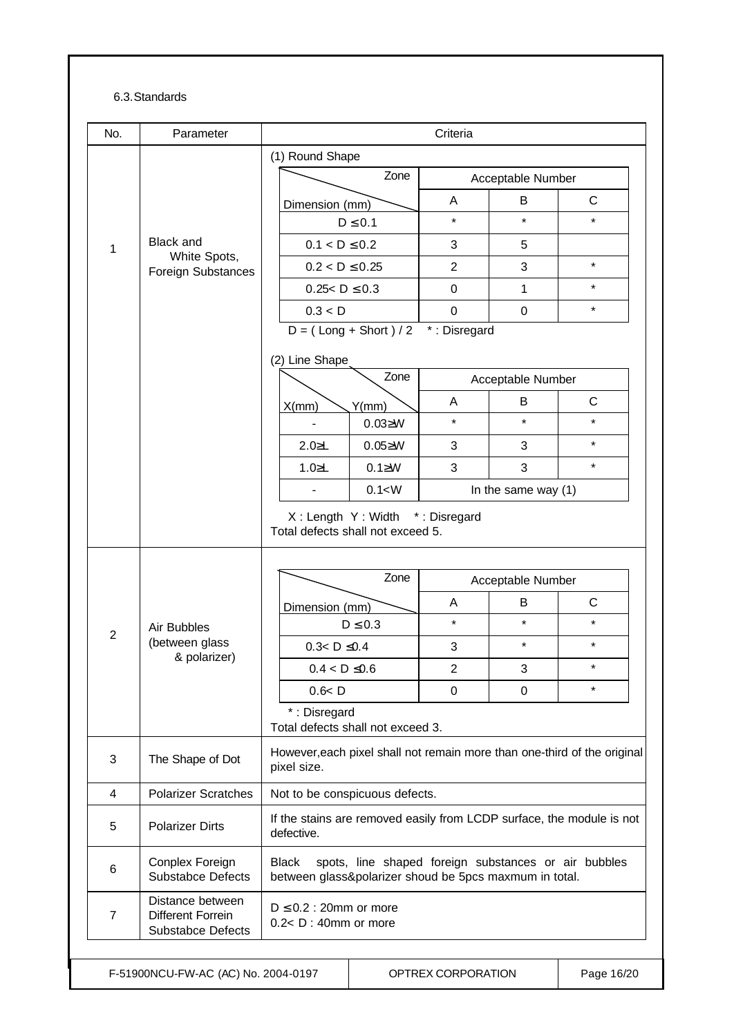### 6.3. Standards

<table>
<tr><th>No.</th><th>Parameter</th><th>Criteria</th></tr>
<tr><td>1</td><td>Black and White Spots, Foreign Substances</td><td>

(1) Round Shape

| Dimension (mm) \ Zone | A | B | C |
|---|---|---|---|
| D ≤ 0.1 | * | * | * |
| 0.1 < D ≤ 0.2 | 3 | 5 | |
| 0.2 < D ≤ 0.25 | 2 | 3 | * |
| 0.25< D ≤ 0.3 | 0 | 1 | * |
| 0.3 < D | 0 | 0 | * |

D = ( Long + Short ) / 2 * : Disregard

(2) Line Shape

| X(mm) | Y(mm) | A | B | C |
|---|---|---|---|---|
| - | 0.03≥W | * | * | * |
| 2.0≥L | 0.05≥W | 3 | 3 | * |
| 1.0≥L | 0.1≥W | 3 | 3 | * |
| - | 0.1<W | In the same way (1) | | |

X : Length Y : Width * : Disregard
Total defects shall not exceed 5.

</td></tr>
<tr><td>2</td><td>Air Bubbles (between glass &amp; polarizer)</td><td>

| Dimension (mm) \ Zone | A | B | C |
|---|---|---|---|
| D ≤ 0.3 | * | * | * |
| 0.3< D ≤0.4 | 3 | * | * |
| 0.4 < D ≤0.6 | 2 | 3 | * |
| 0.6< D | 0 | 0 | * |

* : Disregard
Total defects shall not exceed 3.

</td></tr>
<tr><td>3</td><td>The Shape of Dot</td><td>However,each pixel shall not remain more than one-third of the original pixel size.</td></tr>
<tr><td>4</td><td>Polarizer Scratches</td><td>Not to be conspicuous defects.</td></tr>
<tr><td>5</td><td>Polarizer Dirts</td><td>If the stains are removed easily from LCDP surface, the module is not defective.</td></tr>
<tr><td>6</td><td>Conplex Foreign Substabce Defects</td><td>Black spots, line shaped foreign substances or air bubbles between glass&amp;polarizer shoud be 5pcs maxmum in total.</td></tr>
<tr><td>7</td><td>Distance between Different Forrein Substabce Defects</td><td>D ≤ 0.2 : 20mm or more<br>0.2< D : 40mm or more</td></tr>
</table>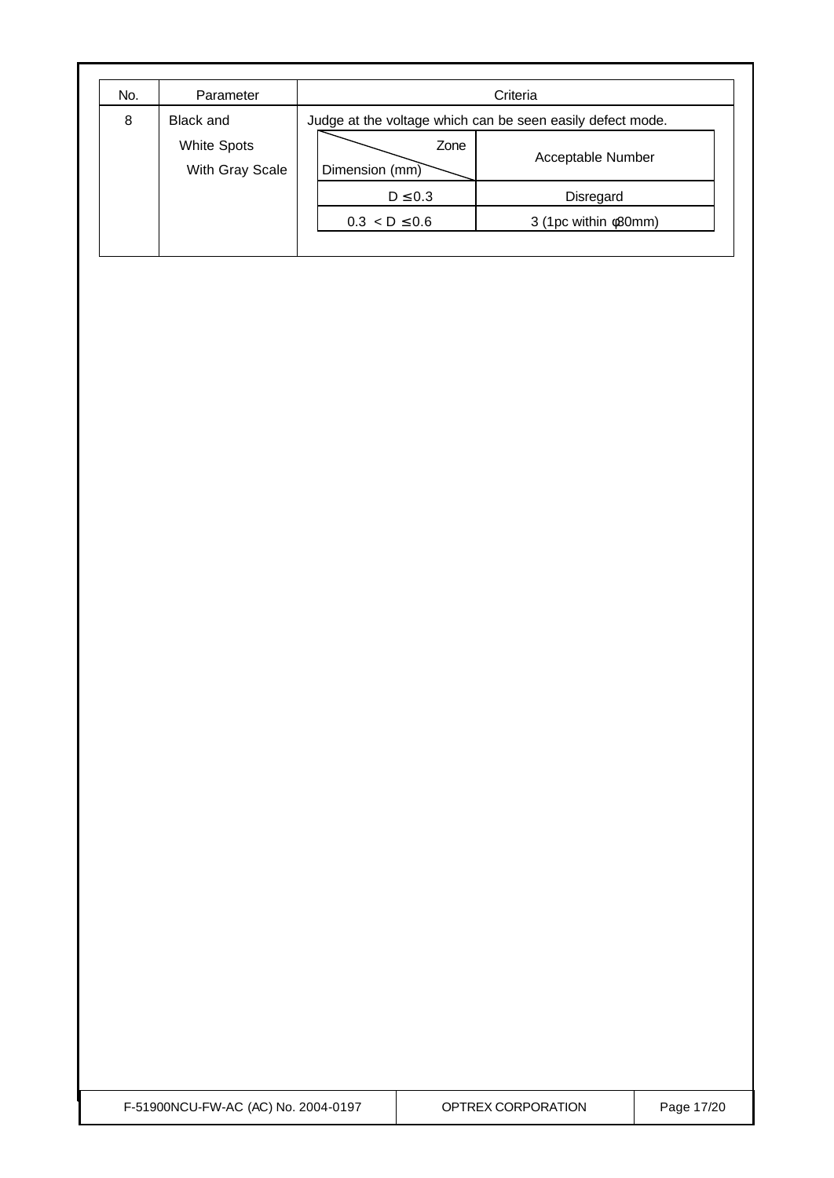| No. | Parameter | Criteria |
|---|---|---|
| 8 | Black and White Spots With Gray Scale | Judge at the voltage which can be seen easily defect mode. |

| Zone / Dimension (mm) | Acceptable Number |
|---|---|
| $D \leq 0.3$ | Disregard |
| $0.3 < D \leq 0.6$ | 3 (1pc within φ80mm) |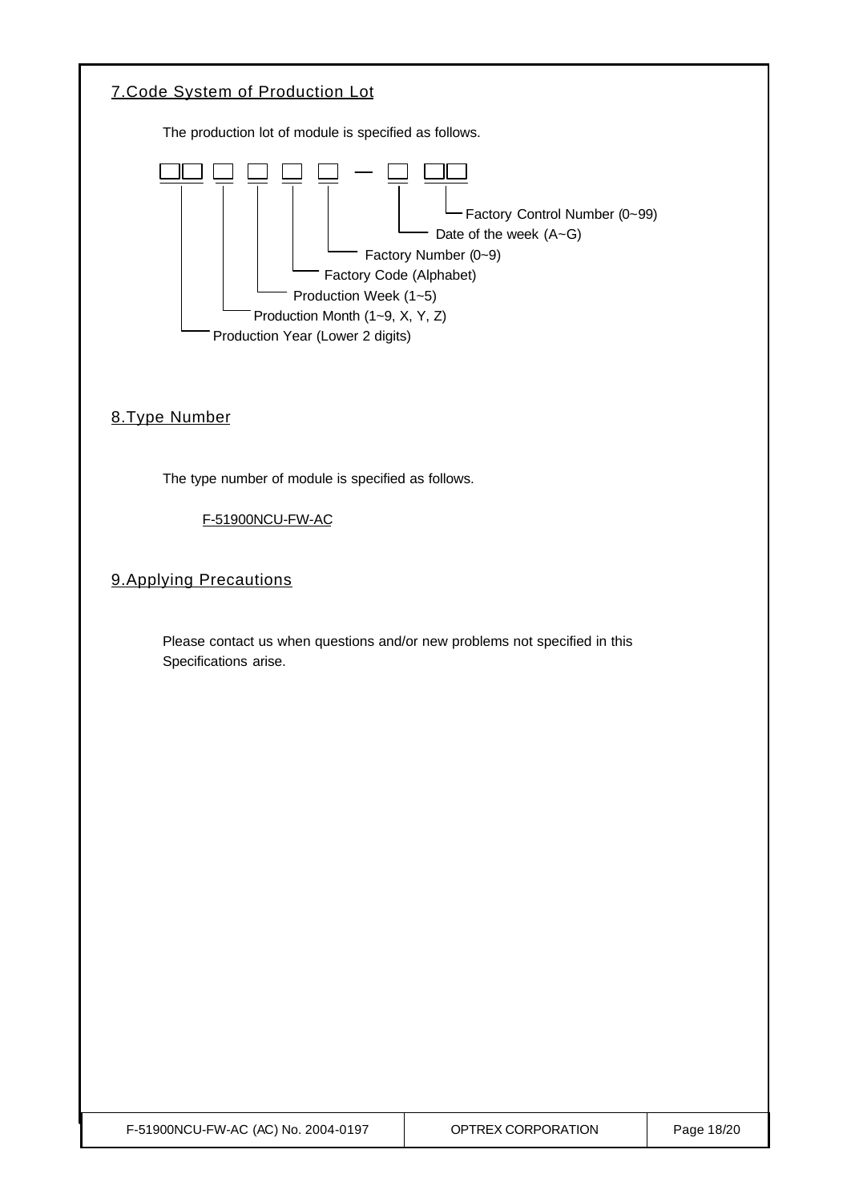## 7.Code System of Production Lot

The production lot of module is specified as follows.

```
□□ □ □ □ □ — □ □□
```

- Production Year (Lower 2 digits)
- Production Month (1~9, X, Y, Z)
- Production Week (1~5)
- Factory Code (Alphabet)
- Factory Number (0~9)
- Date of the week (A~G)
- Factory Control Number (0~99)

## 8.Type Number

The type number of module is specified as follows.

F-51900NCU-FW-AC

## 9.Applying Precautions

Please contact us when questions and/or new problems not specified in this Specifications arise.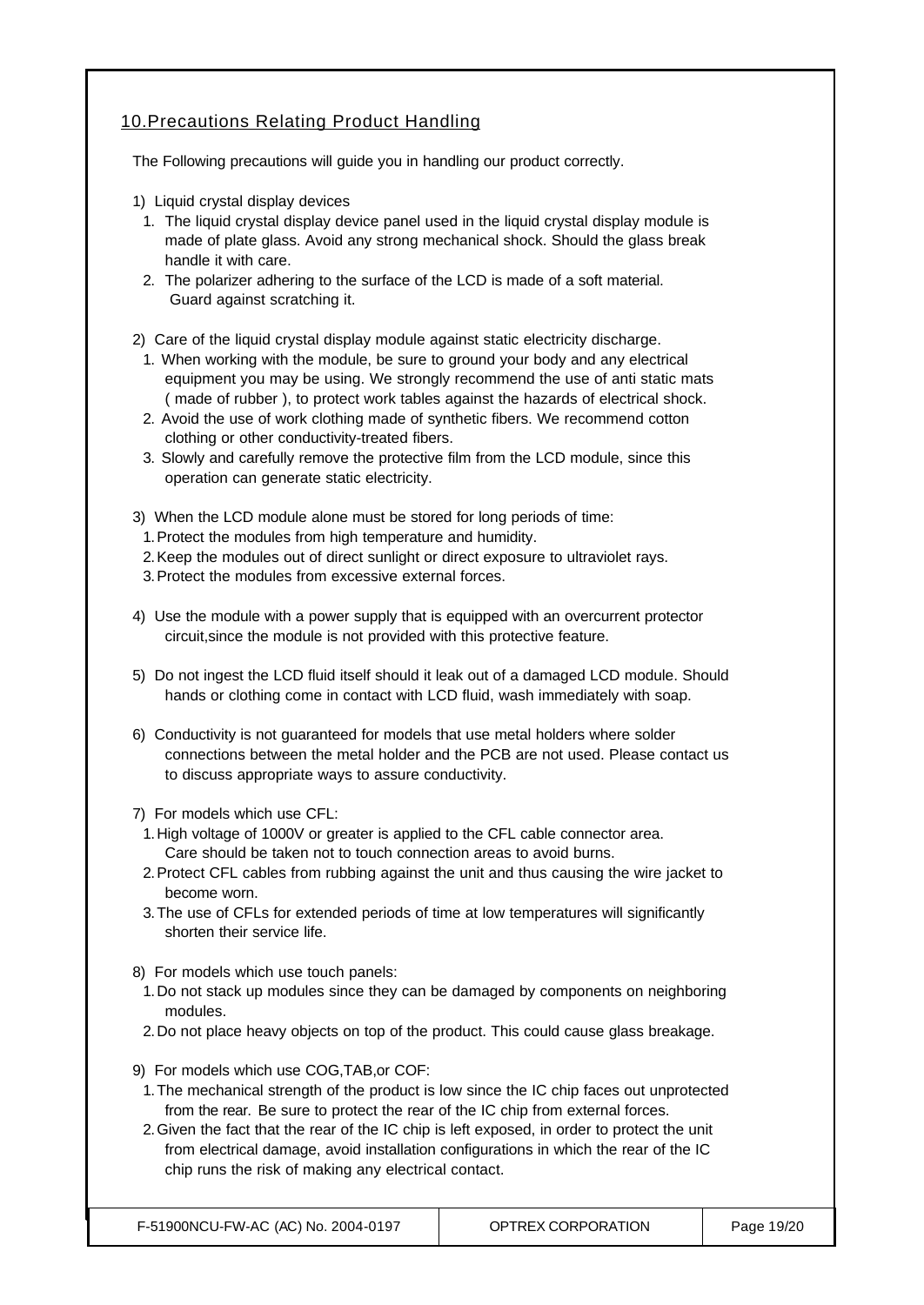## 10.Precautions Relating Product Handling

The Following precautions will guide you in handling our product correctly.

1) Liquid crystal display devices
   1. The liquid crystal display device panel used in the liquid crystal display module is made of plate glass. Avoid any strong mechanical shock. Should the glass break handle it with care.
   2. The polarizer adhering to the surface of the LCD is made of a soft material. Guard against scratching it.

2) Care of the liquid crystal display module against static electricity discharge.
   1. When working with the module, be sure to ground your body and any electrical equipment you may be using. We strongly recommend the use of anti static mats ( made of rubber ), to protect work tables against the hazards of electrical shock.
   2. Avoid the use of work clothing made of synthetic fibers. We recommend cotton clothing or other conductivity-treated fibers.
   3. Slowly and carefully remove the protective film from the LCD module, since this operation can generate static electricity.

3) When the LCD module alone must be stored for long periods of time:
   1. Protect the modules from high temperature and humidity.
   2. Keep the modules out of direct sunlight or direct exposure to ultraviolet rays.
   3. Protect the modules from excessive external forces.

4) Use the module with a power supply that is equipped with an overcurrent protector circuit,since the module is not provided with this protective feature.

5) Do not ingest the LCD fluid itself should it leak out of a damaged LCD module. Should hands or clothing come in contact with LCD fluid, wash immediately with soap.

6) Conductivity is not guaranteed for models that use metal holders where solder connections between the metal holder and the PCB are not used. Please contact us to discuss appropriate ways to assure conductivity.

7) For models which use CFL:
   1. High voltage of 1000V or greater is applied to the CFL cable connector area. Care should be taken not to touch connection areas to avoid burns.
   2. Protect CFL cables from rubbing against the unit and thus causing the wire jacket to become worn.
   3. The use of CFLs for extended periods of time at low temperatures will significantly shorten their service life.

8) For models which use touch panels:
   1. Do not stack up modules since they can be damaged by components on neighboring modules.
   2. Do not place heavy objects on top of the product. This could cause glass breakage.

9) For models which use COG,TAB,or COF:
   1. The mechanical strength of the product is low since the IC chip faces out unprotected from the rear. Be sure to protect the rear of the IC chip from external forces.
   2. Given the fact that the rear of the IC chip is left exposed, in order to protect the unit from electrical damage, avoid installation configurations in which the rear of the IC chip runs the risk of making any electrical contact.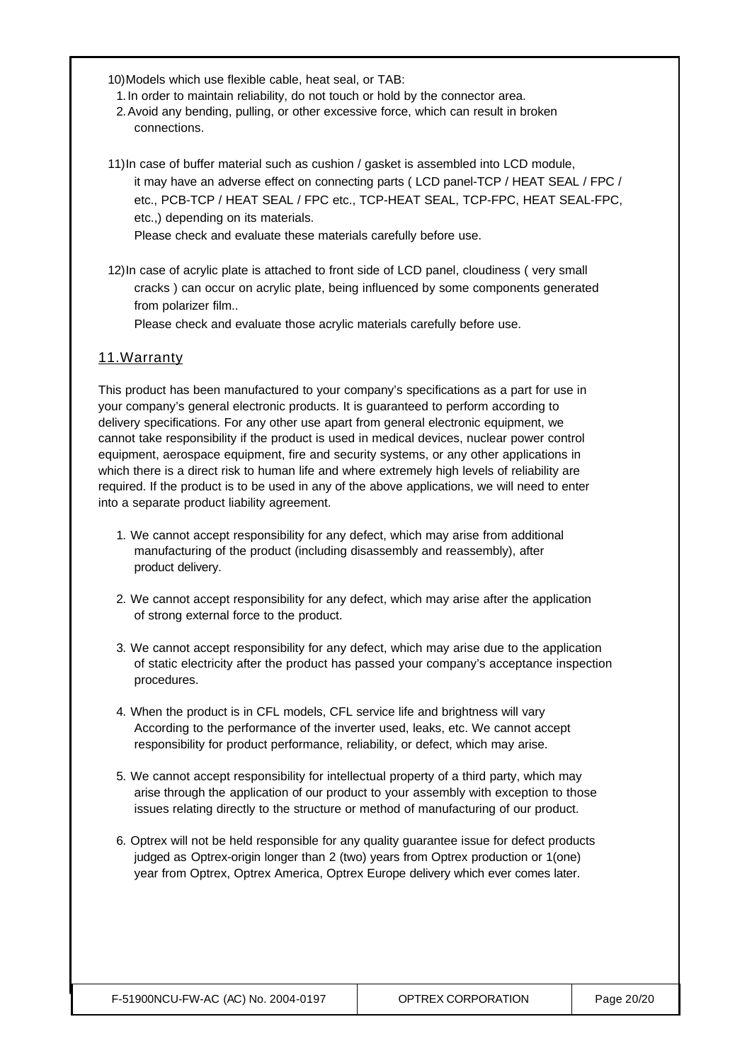10) Models which use flexible cable, heat seal, or TAB:
   1. In order to maintain reliability, do not touch or hold by the connector area.
   2. Avoid any bending, pulling, or other excessive force, which can result in broken connections.

11) In case of buffer material such as cushion / gasket is assembled into LCD module, it may have an adverse effect on connecting parts ( LCD panel-TCP / HEAT SEAL / FPC / etc., PCB-TCP / HEAT SEAL / FPC etc., TCP-HEAT SEAL, TCP-FPC, HEAT SEAL-FPC, etc.,) depending on its materials.
   Please check and evaluate these materials carefully before use.

12) In case of acrylic plate is attached to front side of LCD panel, cloudiness ( very small cracks ) can occur on acrylic plate, being influenced by some components generated from polarizer film..
   Please check and evaluate those acrylic materials carefully before use.

## 11.Warranty

This product has been manufactured to your company's specifications as a part for use in your company's general electronic products. It is guaranteed to perform according to delivery specifications. For any other use apart from general electronic equipment, we cannot take responsibility if the product is used in medical devices, nuclear power control equipment, aerospace equipment, fire and security systems, or any other applications in which there is a direct risk to human life and where extremely high levels of reliability are required. If the product is to be used in any of the above applications, we will need to enter into a separate product liability agreement.

1. We cannot accept responsibility for any defect, which may arise from additional manufacturing of the product (including disassembly and reassembly), after product delivery.

2. We cannot accept responsibility for any defect, which may arise after the application of strong external force to the product.

3. We cannot accept responsibility for any defect, which may arise due to the application of static electricity after the product has passed your company's acceptance inspection procedures.

4. When the product is in CFL models, CFL service life and brightness will vary According to the performance of the inverter used, leaks, etc. We cannot accept responsibility for product performance, reliability, or defect, which may arise.

5. We cannot accept responsibility for intellectual property of a third party, which may arise through the application of our product to your assembly with exception to those issues relating directly to the structure or method of manufacturing of our product.

6. Optrex will not be held responsible for any quality guarantee issue for defect products judged as Optrex-origin longer than 2 (two) years from Optrex production or 1(one) year from Optrex, Optrex America, Optrex Europe delivery which ever comes later.